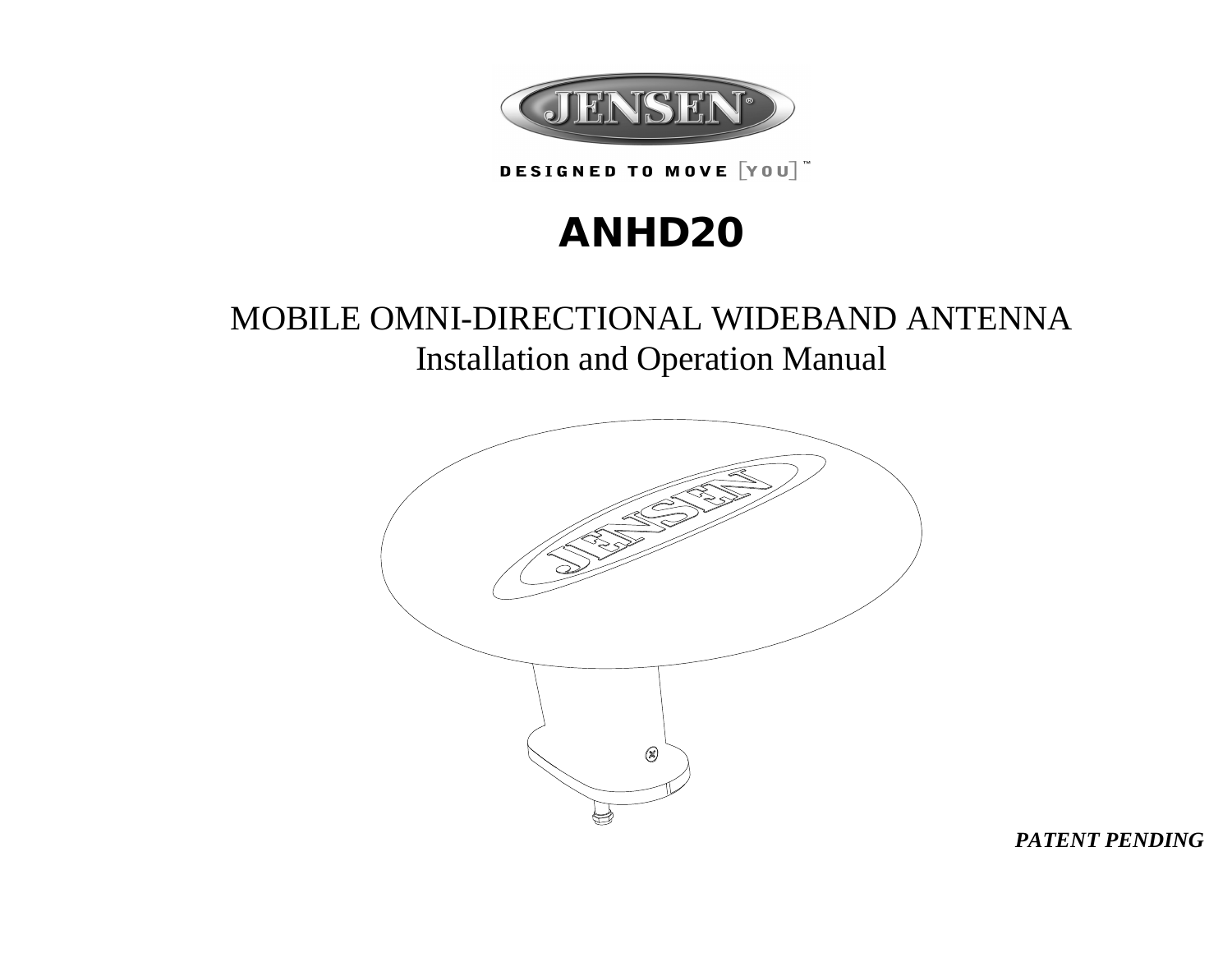JENSEN®

DESIGNED TO MOVE [YOU]™

# ANHD20

## MOBILE OMNI-DIRECTIONAL WIDEBAND ANTENNA
## Installation and Operation Manual

***PATENT PENDING***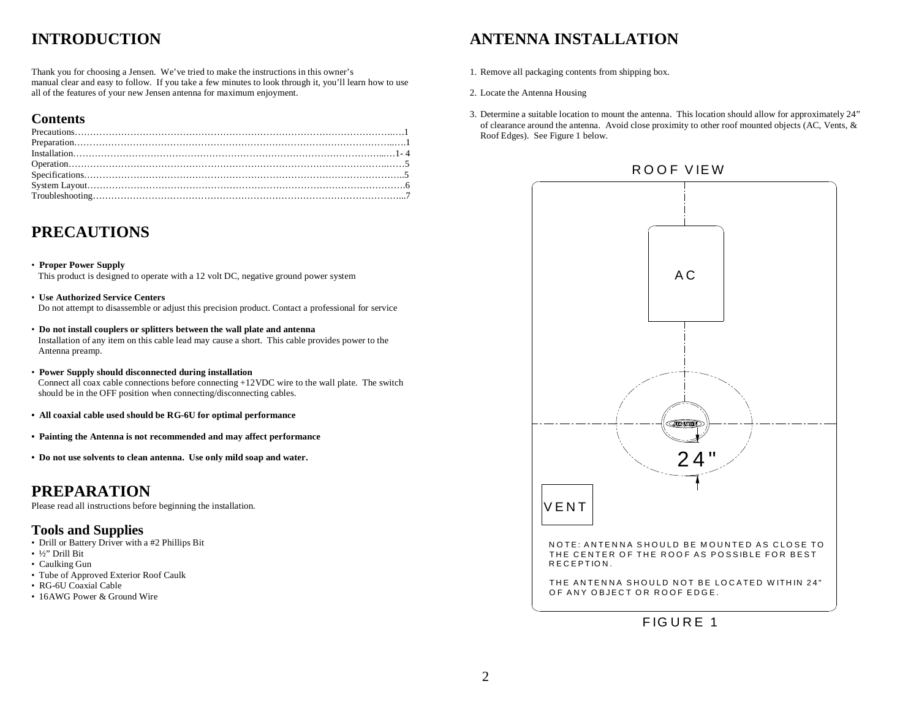# INTRODUCTION

Thank you for choosing a Jensen. We've tried to make the instructions in this owner's manual clear and easy to follow. If you take a few minutes to look through it, you'll learn how to use all of the features of your new Jensen antenna for maximum enjoyment.

## Contents

Precautions…………………………………………………………………………………………………1
Preparation…………………………………………………………………………………………………1
Installation…………………………………………………………………………………………………1- 4
Operation……………………………………………………………………………………………………5
Specifications………………………………………………………………………………………………5
System Layout………………………………………………………………………………………………6
Troubleshooting……………………………………………………………………………………………7

# PRECAUTIONS

- **Proper Power Supply**
  This product is designed to operate with a 12 volt DC, negative ground power system
- **Use Authorized Service Centers**
  Do not attempt to disassemble or adjust this precision product. Contact a professional for service
- **Do not install couplers or splitters between the wall plate and antenna**
  Installation of any item on this cable lead may cause a short. This cable provides power to the Antenna preamp.
- **Power Supply should disconnected during installation**
  Connect all coax cable connections before connecting +12VDC wire to the wall plate. The switch should be in the OFF position when connecting/disconnecting cables.
- **All coaxial cable used should be RG-6U for optimal performance**
- **Painting the Antenna is not recommended and may affect performance**
- **Do not use solvents to clean antenna. Use only mild soap and water.**

# PREPARATION

Please read all instructions before beginning the installation.

## Tools and Supplies

- Drill or Battery Driver with a #2 Phillips Bit
- ½" Drill Bit
- Caulking Gun
- Tube of Approved Exterior Roof Caulk
- RG-6U Coaxial Cable
- 16AWG Power & Ground Wire

# ANTENNA INSTALLATION

1. Remove all packaging contents from shipping box.
2. Locate the Antenna Housing
3. Determine a suitable location to mount the antenna. This location should allow for approximately 24" of clearance around the antenna. Avoid close proximity to other roof mounted objects (AC, Vents, & Roof Edges). See Figure 1 below.

ROOF VIEW

AC

24"

VENT

NOTE: ANTENNA SHOULD BE MOUNTED AS CLOSE TO THE CENTER OF THE ROOF AS POSSIBLE FOR BEST RECEPTION.

THE ANTENNA SHOULD NOT BE LOCATED WITHIN 24" OF ANY OBJECT OR ROOF EDGE.

FIGURE 1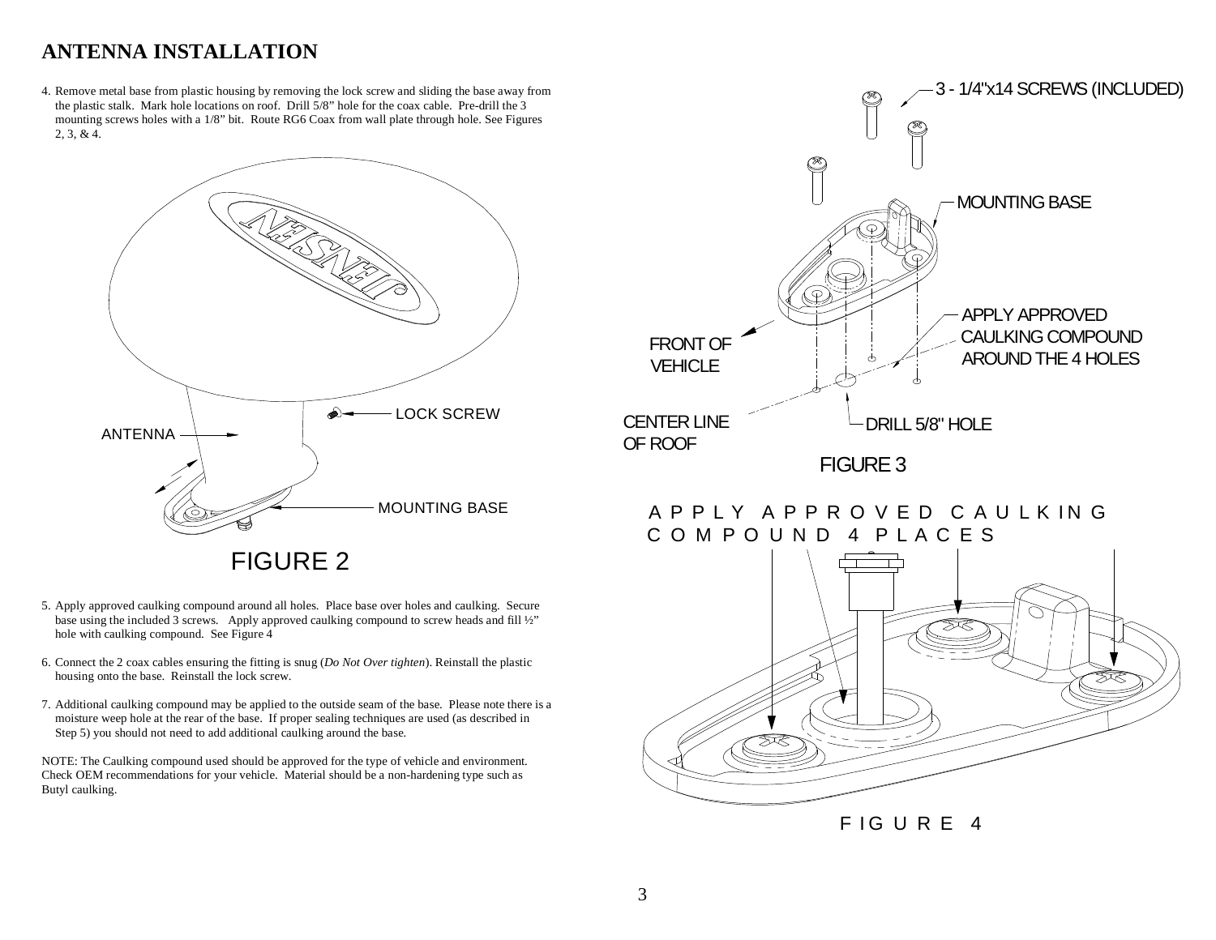# ANTENNA INSTALLATION

4. Remove metal base from plastic housing by removing the lock screw and sliding the base away from the plastic stalk. Mark hole locations on roof. Drill 5/8" hole for the coax cable. Pre-drill the 3 mounting screws holes with a 1/8" bit. Route RG6 Coax from wall plate through hole. See Figures 2, 3, & 4.

LOCK SCREW
ANTENNA
MOUNTING BASE

FIGURE 2

5. Apply approved caulking compound around all holes. Place base over holes and caulking. Secure base using the included 3 screws. Apply approved caulking compound to screw heads and fill ½" hole with caulking compound. See Figure 4

6. Connect the 2 coax cables ensuring the fitting is snug (*Do Not Over tighten*). Reinstall the plastic housing onto the base. Reinstall the lock screw.

7. Additional caulking compound may be applied to the outside seam of the base. Please note there is a moisture weep hole at the rear of the base. If proper sealing techniques are used (as described in Step 5) you should not need to add additional caulking around the base.

NOTE: The Caulking compound used should be approved for the type of vehicle and environment. Check OEM recommendations for your vehicle. Material should be a non-hardening type such as Butyl caulking.

3 - 1/4"x14 SCREWS (INCLUDED)
MOUNTING BASE
FRONT OF VEHICLE
APPLY APPROVED CAULKING COMPOUND AROUND THE 4 HOLES
CENTER LINE OF ROOF
DRILL 5/8" HOLE

FIGURE 3

APPLY APPROVED CAULKING COMPOUND 4 PLACES

FIGURE 4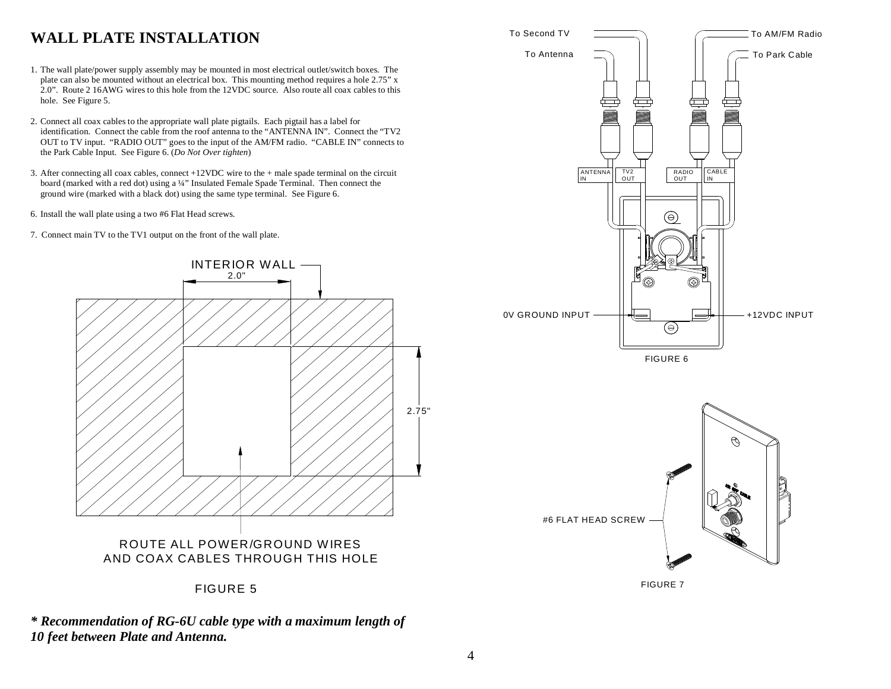# WALL PLATE INSTALLATION

1. The wall plate/power supply assembly may be mounted in most electrical outlet/switch boxes. The plate can also be mounted without an electrical box. This mounting method requires a hole 2.75" x 2.0". Route 2 16AWG wires to this hole from the 12VDC source. Also route all coax cables to this hole. See Figure 5.

2. Connect all coax cables to the appropriate wall plate pigtails. Each pigtail has a label for identification. Connect the cable from the roof antenna to the "ANTENNA IN". Connect the "TV2 OUT to TV input. "RADIO OUT" goes to the input of the AM/FM radio. "CABLE IN" connects to the Park Cable Input. See Figure 6. (*Do Not Over tighten*)

3. After connecting all coax cables, connect +12VDC wire to the + male spade terminal on the circuit board (marked with a red dot) using a ¼" Insulated Female Spade Terminal. Then connect the ground wire (marked with a black dot) using the same type terminal. See Figure 6.

6. Install the wall plate using a two #6 Flat Head screws.

7. Connect main TV to the TV1 output on the front of the wall plate.

INTERIOR WALL

2.0"

2.75"

ROUTE ALL POWER/GROUND WIRES AND COAX CABLES THROUGH THIS HOLE

FIGURE 5

***\* Recommendation of RG-6U cable type with a maximum length of 10 feet between Plate and Antenna.***

To Second TV

To Antenna

To AM/FM Radio

To Park Cable

ANTENNA IN

TV2 OUT

RADIO OUT

CABLE IN

0V GROUND INPUT

+12VDC INPUT

FIGURE 6

#6 FLAT HEAD SCREW

FIGURE 7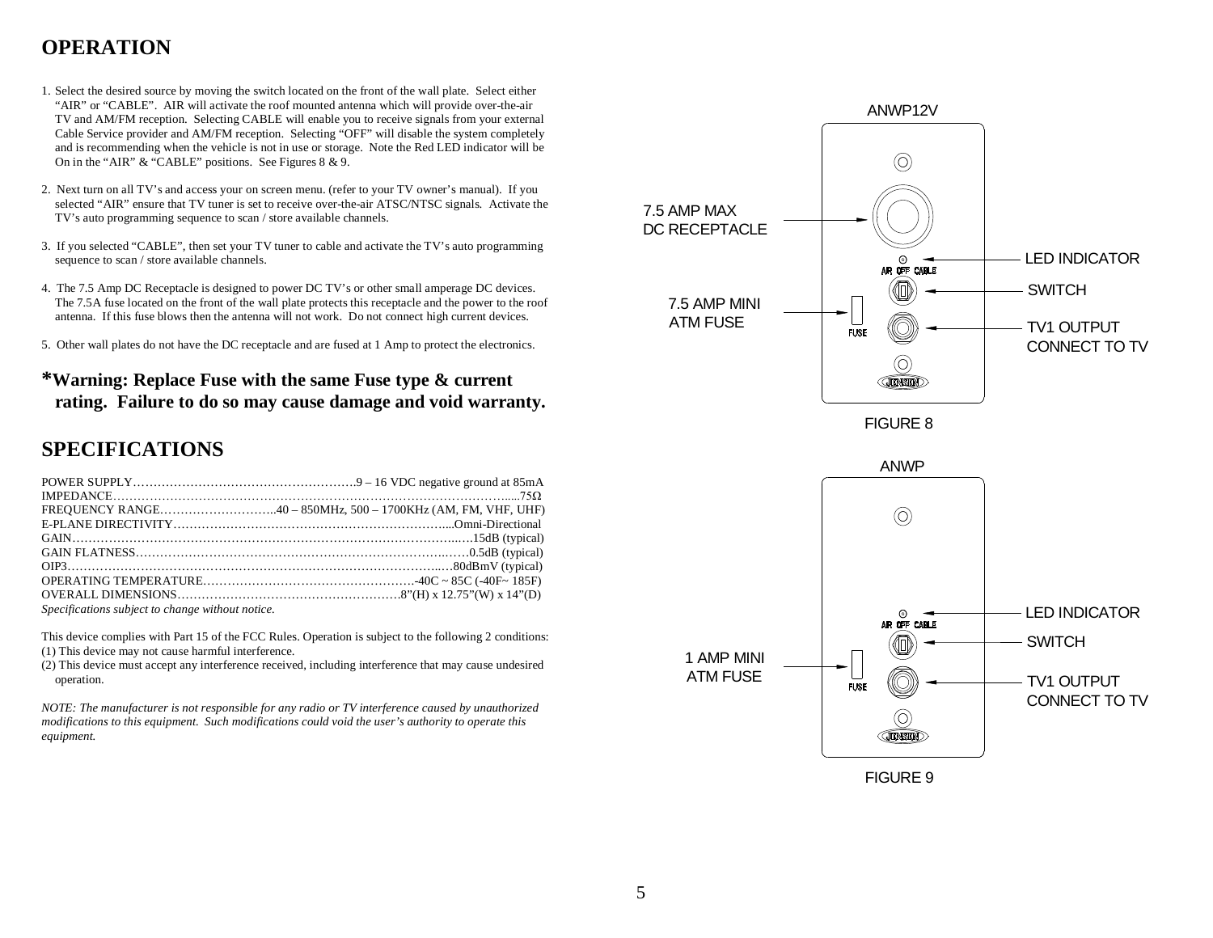# OPERATION

1. Select the desired source by moving the switch located on the front of the wall plate. Select either "AIR" or "CABLE". AIR will activate the roof mounted antenna which will provide over-the-air TV and AM/FM reception. Selecting CABLE will enable you to receive signals from your external Cable Service provider and AM/FM reception. Selecting "OFF" will disable the system completely and is recommending when the vehicle is not in use or storage. Note the Red LED indicator will be On in the "AIR" & "CABLE" positions. See Figures 8 & 9.

2. Next turn on all TV's and access your on screen menu. (refer to your TV owner's manual). If you selected "AIR" ensure that TV tuner is set to receive over-the-air ATSC/NTSC signals. Activate the TV's auto programming sequence to scan / store available channels.

3. If you selected "CABLE", then set your TV tuner to cable and activate the TV's auto programming sequence to scan / store available channels.

4. The 7.5 Amp DC Receptacle is designed to power DC TV's or other small amperage DC devices. The 7.5A fuse located on the front of the wall plate protects this receptacle and the power to the roof antenna. If this fuse blows then the antenna will not work. Do not connect high current devices.

5. Other wall plates do not have the DC receptacle and are fused at 1 Amp to protect the electronics.

**\*Warning: Replace Fuse with the same Fuse type & current rating. Failure to do so may cause damage and void warranty.**

# SPECIFICATIONS

POWER SUPPLY……….9 – 16 VDC negative ground at 85mA
IMPEDANCE……….75Ω
FREQUENCY RANGE……….40 – 850MHz, 500 – 1700KHz (AM, FM, VHF, UHF)
E-PLANE DIRECTIVITY……….Omni-Directional
GAIN……….15dB (typical)
GAIN FLATNESS……….0.5dB (typical)
OIP3……….80dBmV (typical)
OPERATING TEMPERATURE……….-40C ~ 85C (-40F~ 185F)
OVERALL DIMENSIONS……….8"(H) x 12.75"(W) x 14"(D)
*Specifications subject to change without notice.*

This device complies with Part 15 of the FCC Rules. Operation is subject to the following 2 conditions:
(1) This device may not cause harmful interference.
(2) This device must accept any interference received, including interference that may cause undesired operation.

*NOTE: The manufacturer is not responsible for any radio or TV interference caused by unauthorized modifications to this equipment. Such modifications could void the user's authority to operate this equipment.*

ANWP12V

7.5 AMP MAX
DC RECEPTACLE

LED INDICATOR

SWITCH

7.5 AMP MINI
ATM FUSE

TV1 OUTPUT
CONNECT TO TV

FIGURE 8

ANWP

LED INDICATOR

SWITCH

1 AMP MINI
ATM FUSE

TV1 OUTPUT
CONNECT TO TV

FIGURE 9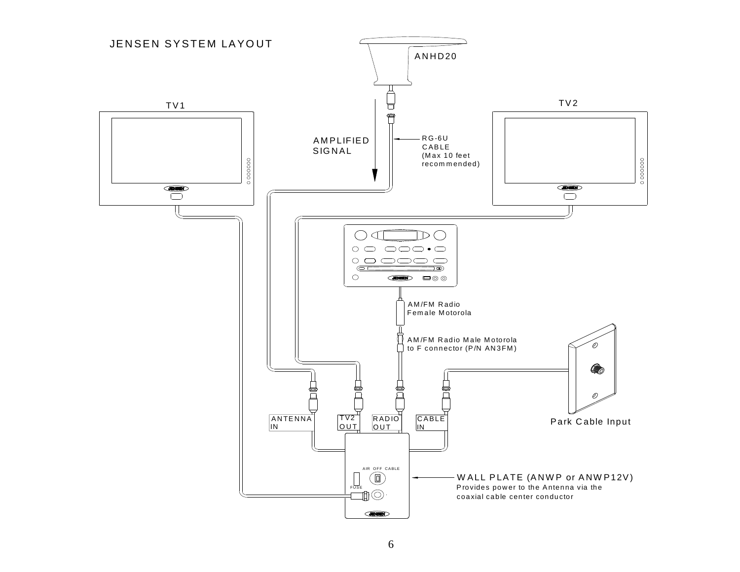# JENSEN SYSTEM LAYOUT

ANHD20

TV1

TV2

AMPLIFIED SIGNAL

RG-6U CABLE (Max 10 feet recommended)

AM/FM Radio Female Motorola

AM/FM Radio Male Motorola to F connector (P/N AN3FM)

ANTENNA IN

TV2 OUT

RADIO OUT

CABLE IN

Park Cable Input

AIR OFF CABLE

FUSE

WALL PLATE (ANWP or ANWP12V)
Provides power to the Antenna via the coaxial cable center conductor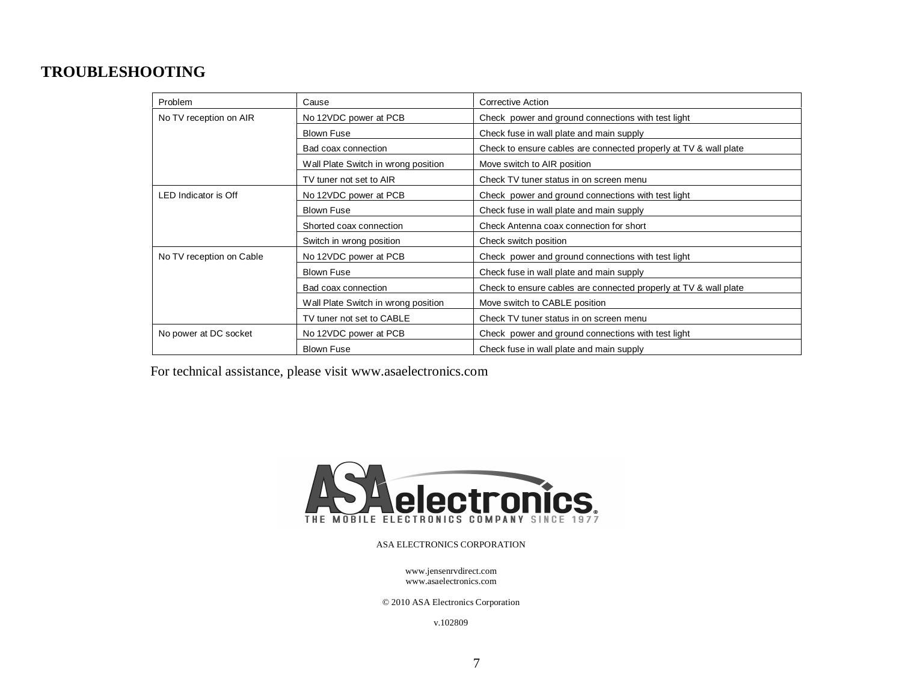## TROUBLESHOOTING

| Problem | Cause | Corrective Action |
|---|---|---|
| No TV reception on AIR | No 12VDC power at PCB | Check power and ground connections with test light |
| | Blown Fuse | Check fuse in wall plate and main supply |
| | Bad coax connection | Check to ensure cables are connected properly at TV & wall plate |
| | Wall Plate Switch in wrong position | Move switch to AIR position |
| | TV tuner not set to AIR | Check TV tuner status in on screen menu |
| LED Indicator is Off | No 12VDC power at PCB | Check power and ground connections with test light |
| | Blown Fuse | Check fuse in wall plate and main supply |
| | Shorted coax connection | Check Antenna coax connection for short |
| | Switch in wrong position | Check switch position |
| No TV reception on Cable | No 12VDC power at PCB | Check power and ground connections with test light |
| | Blown Fuse | Check fuse in wall plate and main supply |
| | Bad coax connection | Check to ensure cables are connected properly at TV & wall plate |
| | Wall Plate Switch in wrong position | Move switch to CABLE position |
| | TV tuner not set to CABLE | Check TV tuner status in on screen menu |
| No power at DC socket | No 12VDC power at PCB | Check power and ground connections with test light |
| | Blown Fuse | Check fuse in wall plate and main supply |

For technical assistance, please visit www.asaelectronics.com

ASA electronics
THE MOBILE ELECTRONICS COMPANY SINCE 1977

ASA ELECTRONICS CORPORATION

www.jensenrvdirect.com
www.asaelectronics.com

© 2010 ASA Electronics Corporation

v.102809